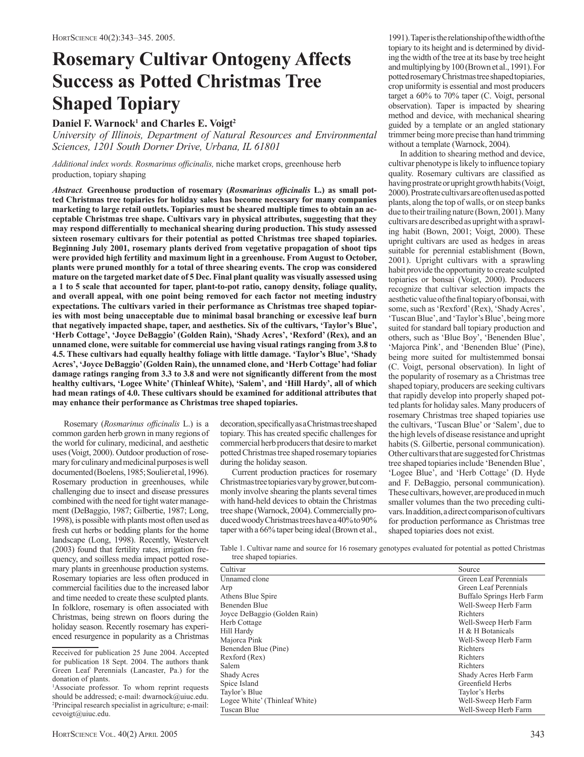# Rosemary Cultivar Ontogeny Affects Success as Potted Christmas Tree Shaped Topiary

**Daniel F. Warnock[1] and Charles E. Voigt[2]**

*University of Illinois, Department of Natural Resources and Environmental Sciences, 1201 South Dorner Drive, Urbana, IL 61801*

*Additional index words.* *Rosmarinus officinalis,* niche market crops, greenhouse herb production, topiary shaping

***Abstract*.** **Greenhouse production of rosemary (*Rosmarinus officinalis* L.) as small potted Christmas tree topiaries for holiday sales has become necessary for many companies marketing to large retail outlets. Topiaries must be sheared multiple times to obtain an acceptable Christmas tree shape. Cultivars vary in physical attributes, suggesting that they may respond differentially to mechanical shearing during production. This study assessed sixteen rosemary cultivars for their potential as potted Christmas tree shaped topiaries. Beginning July 2001, rosemary plants derived from vegetative propagation of shoot tips were provided high fertility and maximum light in a greenhouse. From August to October, plants were pruned monthly for a total of three shearing events. The crop was considered mature on the targeted market date of 5 Dec. Final plant quality was visually assessed using a 1 to 5 scale that accounted for taper, plant-to-pot ratio, canopy density, foliage quality, and overall appeal, with one point being removed for each factor not meeting industry expectations. The cultivars varied in their performance as Christmas tree shaped topiaries with most being unacceptable due to minimal basal branching or excessive leaf burn that negatively impacted shape, taper, and aesthetics. Six of the cultivars, 'Taylor's Blue', 'Herb Cottage', 'Joyce DeBaggio' (Golden Rain), 'Shady Acres', 'Rexford' (Rex), and an unnamed clone, were suitable for commercial use having visual ratings ranging from 3.8 to 4.5. These cultivars had equally healthy foliage with little damage. 'Taylor's Blue', 'Shady Acres', 'Joyce DeBaggio' (Golden Rain), the unnamed clone, and 'Herb Cottage' had foliar damage ratings ranging from 3.3 to 3.8 and were not significantly different from the most healthy cultivars, 'Logee White' (Thinleaf White), 'Salem', and 'Hill Hardy', all of which had mean ratings of 4.0. These cultivars should be examined for additional attributes that may enhance their performance as Christmas tree shaped topiaries.**

Rosemary (*Rosmarinus officinalis* L.) is a common garden herb grown in many regions of the world for culinary, medicinal, and aesthetic uses (Voigt, 2000). Outdoor production of rosemary for culinary and medicinal purposes is well documented (Boelens, 1985; Soulier et al., 1996). Rosemary production in greenhouses, while challenging due to insect and disease pressures combined with the need for tight water management (DeBaggio, 1987; Gilbertie, 1987; Long, 1998), is possible with plants most often used as fresh cut herbs or bedding plants for the home landscape (Long, 1998). Recently, Westervelt (2003) found that fertility rates, irrigation frequency, and soilless media impact potted rosemary plants in greenhouse production systems. Rosemary topiaries are less often produced in commercial facilities due to the increased labor and time needed to create these sculpted plants. In folklore, rosemary is often associated with Christmas, being strewn on floors during the holiday season. Recently rosemary has experienced resurgence in popularity as a Christmas decoration, specifically as a Christmas tree shaped topiary. This has created specific challenges for commercial herb producers that desire to market potted Christmas tree shaped rosemary topiaries during the holiday season.

Current production practices for rosemary Christmas tree topiaries vary by grower, but commonly involve shearing the plants several times with hand-held devices to obtain the Christmas tree shape (Warnock, 2004). Commercially produced woody Christmas trees have a 40% to 90% taper with a 66% taper being ideal (Brown et al., 1991). Taper is the relationship of the width of the topiary to its height and is determined by dividing the width of the tree at its base by tree height and multiplying by 100 (Brown et al., 1991). For potted rosemary Christmas tree shaped topiaries, crop uniformity is essential and most producers target a 60% to 70% taper (C. Voigt, personal observation). Taper is impacted by shearing method and device, with mechanical shearing guided by a template or an angled stationary trimmer being more precise than hand trimming without a template (Warnock, 2004).

In addition to shearing method and device, cultivar phenotype is likely to influence topiary quality. Rosemary cultivars are classified as having prostrate or upright growth habits (Voigt, 2000). Prostrate cultivars are often used as potted plants, along the top of walls, or on steep banks due to their trailing nature (Bown, 2001). Many cultivars are described as upright with a sprawling habit (Bown, 2001; Voigt, 2000). These upright cultivars are used as hedges in areas suitable for perennial establishment (Bown, 2001). Upright cultivars with a sprawling habit provide the opportunity to create sculpted topiaries or bonsai (Voigt, 2000). Producers recognize that cultivar selection impacts the aesthetic value of the final topiary of bonsai, with some, such as 'Rexford' (Rex), 'Shady Acres', 'Tuscan Blue', and 'Taylor's Blue', being more suited for standard ball topiary production and others, such as 'Blue Boy', 'Benenden Blue', 'Majorca Pink', and 'Benenden Blue' (Pine), being more suited for multistemmed bonsai (C. Voigt, personal observation). In light of the popularity of rosemary as a Christmas tree shaped topiary, producers are seeking cultivars that rapidly develop into properly shaped potted plants for holiday sales. Many producers of rosemary Christmas tree shaped topiaries use the cultivars, 'Tuscan Blue' or 'Salem', due to the high levels of disease resistance and upright habits (S. Gilbertie, personal communication). Other cultivars that are suggested for Christmas tree shaped topiaries include 'Benenden Blue', 'Logee Blue', and 'Herb Cottage' (D. Hyde and F. DeBaggio, personal communication). These cultivars, however, are produced in much smaller volumes than the two preceding cultivars. In addition, a direct comparison of cultivars for production performance as Christmas tree shaped topiaries does not exist.

Table 1. Cultivar name and source for 16 rosemary genotypes evaluated for potential as potted Christmas tree shaped topiaries.

| Cultivar | Source |
|---|---|
| Unnamed clone | Green Leaf Perennials |
| Arp | Green Leaf Perennials |
| Athens Blue Spire | Buffalo Springs Herb Farm |
| Benenden Blue | Well-Sweep Herb Farm |
| Joyce DeBaggio (Golden Rain) | Richters |
| Herb Cottage | Well-Sweep Herb Farm |
| Hill Hardy | H & H Botanicals |
| Majorca Pink | Well-Sweep Herb Farm |
| Benenden Blue (Pine) | Richters |
| Rexford (Rex) | Richters |
| Salem | Richters |
| Shady Acres | Shady Acres Herb Farm |
| Spice Island | Greenfield Herbs |
| Taylor's Blue | Taylor's Herbs |
| Logee White' (Thinleaf White) | Well-Sweep Herb Farm |
| Tuscan Blue | Well-Sweep Herb Farm |

Received for publication 25 June 2004. Accepted for publication 18 Sept. 2004. The authors thank Green Leaf Perennials (Lancaster, Pa.) for the donation of plants.

[1]Associate professor. To whom reprint requests should be addressed; e-mail: dwarnock@uiuc.edu.

[2]Principal research specialist in agriculture; e-mail: cevoigt@uiuc.edu.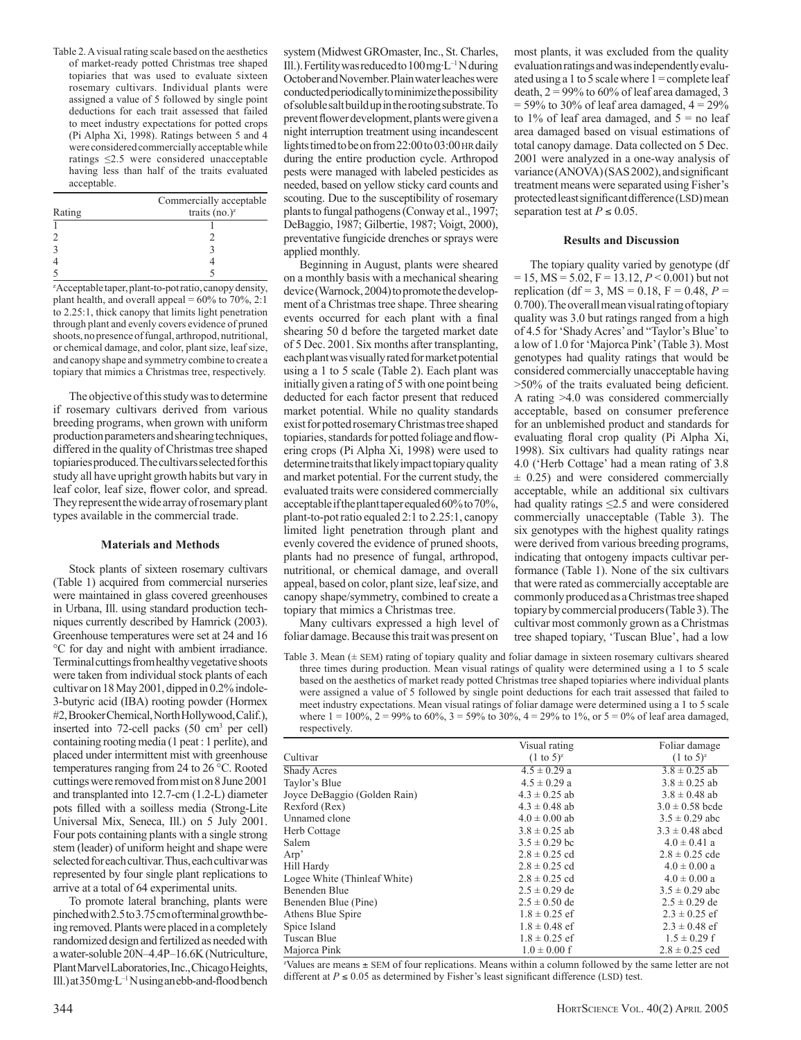Table 2. A visual rating scale based on the aesthetics of market-ready potted Christmas tree shaped topiaries that was used to evaluate sixteen rosemary cultivars. Individual plants were assigned a value of 5 followed by single point deductions for each trait assessed that failed to meet industry expectations for potted crops (Pi Alpha Xi, 1998). Ratings between 5 and 4 were considered commercially acceptable while ratings ≤2.5 were considered unacceptable having less than half of the traits evaluated acceptable.

| Rating | Commercially acceptable traits (no.)[z] |
|---|---|
| 1 | 1 |
| 2 | 2 |
| 3 | 3 |
| 4 | 4 |
| 5 | 5 |

[z]Acceptable taper, plant-to-pot ratio, canopy density, plant health, and overall appeal = 60% to 70%, 2:1 to 2.25:1, thick canopy that limits light penetration through plant and evenly covers evidence of pruned shoots, no presence of fungal, arthropod, nutritional, or chemical damage, and color, plant size, leaf size, and canopy shape and symmetry combine to create a topiary that mimics a Christmas tree, respectively.

The objective of this study was to determine if rosemary cultivars derived from various breeding programs, when grown with uniform production parameters and shearing techniques, differed in the quality of Christmas tree shaped topiaries produced. The cultivars selected for this study all have upright growth habits but vary in leaf color, leaf size, flower color, and spread. They represent the wide array of rosemary plant types available in the commercial trade.

## Materials and Methods

Stock plants of sixteen rosemary cultivars (Table 1) acquired from commercial nurseries were maintained in glass covered greenhouses in Urbana, Ill. using standard production techniques currently described by Hamrick (2003). Greenhouse temperatures were set at 24 and 16 °C for day and night with ambient irradiance. Terminal cuttings from healthy vegetative shoots were taken from individual stock plants of each cultivar on 18 May 2001, dipped in 0.2% indole-3-butyric acid (IBA) rooting powder (Hormex #2, Brooker Chemical, North Hollywood, Calif.), inserted into 72-cell packs (50 $cm^3$ per cell) containing rooting media (1 peat : 1 perlite), and placed under intermittent mist with greenhouse temperatures ranging from 24 to 26 °C. Rooted cuttings were removed from mist on 8 June 2001 and transplanted into 12.7-cm (1.2-L) diameter pots filled with a soilless media (Strong-Lite Universal Mix, Seneca, Ill.) on 5 July 2001. Four pots containing plants with a single strong stem (leader) of uniform height and shape were selected for each cultivar. Thus, each cultivar was represented by four single plant replications to arrive at a total of 64 experimental units.

To promote lateral branching, plants were pinched with 2.5 to 3.75 cm of terminal growth being removed. Plants were placed in a completely randomized design and fertilized as needed with a water-soluble 20N–4.4P–16.6K (Nutriculture, Plant Marvel Laboratories, Inc., Chicago Heights, Ill.) at 350 $mg·L^{-1}$ N using an ebb-and-flood bench system (Midwest GROmaster, Inc., St. Charles, Ill.). Fertility was reduced to 100 $mg·L^{-1}$ N during October and November. Plain water leaches were conducted periodically to minimize the possibility of soluble salt buildup in the rooting substrate. To prevent flower development, plants were given a night interruption treatment using incandescent lights timed to be on from 22:00 to 03:00 HR daily during the entire production cycle. Arthropod pests were managed with labeled pesticides as needed, based on yellow sticky card counts and scouting. Due to the susceptibility of rosemary plants to fungal pathogens (Conway et al., 1997; DeBaggio, 1987; Gilbertie, 1987; Voigt, 2000), preventative fungicide drenches or sprays were applied monthly.

Beginning in August, plants were sheared on a monthly basis with a mechanical shearing device (Warnock, 2004) to promote the development of a Christmas tree shape. Three shearing events occurred for each plant with a final shearing 50 d before the targeted market date of 5 Dec. 2001. Six months after transplanting, each plant was visually rated for market potential using a 1 to 5 scale (Table 2). Each plant was initially given a rating of 5 with one point being deducted for each factor present that reduced market potential. While no quality standards exist for potted rosemary Christmas tree shaped topiaries, standards for potted foliage and flowering crops (Pi Alpha Xi, 1998) were used to determine traits that likely impact topiary quality and market potential. For the current study, the evaluated traits were considered commercially acceptable if the plant taper equaled 60% to 70%, plant-to-pot ratio equaled 2:1 to 2.25:1, canopy limited light penetration through plant and evenly covered the evidence of pruned shoots, plants had no presence of fungal, arthropod, nutritional, or chemical damage, and overall appeal, based on color, plant size, leaf size, and canopy shape/symmetry, combined to create a topiary that mimics a Christmas tree.

Many cultivars expressed a high level of foliar damage. Because this trait was present on most plants, it was excluded from the quality evaluation ratings and was independently evaluated using a 1 to 5 scale where 1 = complete leaf death, 2 = 99% to 60% of leaf area damaged, 3 = 59% to 30% of leaf area damaged, 4 = 29% to 1% of leaf area damaged, and 5 = no leaf area damaged based on visual estimations of total canopy damage. Data collected on 5 Dec. 2001 were analyzed in a one-way analysis of variance (ANOVA) (SAS 2002), and significant treatment means were separated using Fisher's protected least significant difference (LSD) mean separation test at $P \leq 0.05$.

## Results and Discussion

The topiary quality varied by genotype (df = 15, MS = 5.02, F = 13.12, $P < 0.001$) but not replication (df = 3, MS = 0.18, F = 0.48, $P = 0.700$). The overall mean visual rating of topiary quality was 3.0 but ratings ranged from a high of 4.5 for 'Shady Acres' and "Taylor's Blue' to a low of 1.0 for 'Majorca Pink' (Table 3). Most genotypes had quality ratings that would be considered commercially unacceptable having >50% of the traits evaluated being deficient. A rating >4.0 was considered commercially acceptable, based on consumer preference for an unblemished product and standards for evaluating floral crop quality (Pi Alpha Xi, 1998). Six cultivars had quality ratings near 4.0 ('Herb Cottage' had a mean rating of 3.8 ± 0.25) and were considered commercially acceptable, while an additional six cultivars had quality ratings ≤2.5 and were considered commercially unacceptable (Table 3). The six genotypes with the highest quality ratings were derived from various breeding programs, indicating that ontogeny impacts cultivar performance (Table 1). None of the six cultivars that were rated as commercially acceptable are commonly produced as a Christmas tree shaped topiary by commercial producers (Table 3). The cultivar most commonly grown as a Christmas tree shaped topiary, 'Tuscan Blue', had a low

Table 3. Mean (± SEM) rating of topiary quality and foliar damage in sixteen rosemary cultivars sheared three times during production. Mean visual ratings of quality were determined using a 1 to 5 scale based on the aesthetics of market ready potted Christmas tree shaped topiaries where individual plants were assigned a value of 5 followed by single point deductions for each trait assessed that failed to meet industry expectations. Mean visual ratings of foliar damage were determined using a 1 to 5 scale where 1 = 100%, 2 = 99% to 60%, 3 = 59% to 30%, 4 = 29% to 1%, or 5 = 0% of leaf area damaged, respectively.

| Cultivar | Visual rating (1 to 5)[z] | Foliar damage (1 to 5)[z] |
|---|---|---|
| Shady Acres | 4.5 ± 0.29 a | 3.8 ± 0.25 ab |
| Taylor's Blue | 4.5 ± 0.29 a | 3.8 ± 0.25 ab |
| Joyce DeBaggio (Golden Rain) | 4.3 ± 0.25 ab | 3.8 ± 0.48 ab |
| Rexford (Rex) | 4.3 ± 0.48 ab | 3.0 ± 0.58 bcde |
| Unnamed clone | 4.0 ± 0.00 ab | 3.5 ± 0.29 abc |
| Herb Cottage | 3.8 ± 0.25 ab | 3.3 ± 0.48 abcd |
| Salem | 3.5 ± 0.29 bc | 4.0 ± 0.41 a |
| Arp' | 2.8 ± 0.25 cd | 2.8 ± 0.25 cde |
| Hill Hardy | 2.8 ± 0.25 cd | 4.0 ± 0.00 a |
| Logee White (Thinleaf White) | 2.8 ± 0.25 cd | 4.0 ± 0.00 a |
| Benenden Blue | 2.5 ± 0.29 de | 3.5 ± 0.29 abc |
| Benenden Blue (Pine) | 2.5 ± 0.50 de | 2.5 ± 0.29 de |
| Athens Blue Spire | 1.8 ± 0.25 ef | 2.3 ± 0.25 ef |
| Spice Island | 1.8 ± 0.48 ef | 2.3 ± 0.48 ef |
| Tuscan Blue | 1.8 ± 0.25 ef | 1.5 ± 0.29 f |
| Majorca Pink | 1.0 ± 0.00 f | 2.8 ± 0.25 ced |

[z]Values are means ± SEM of four replications. Means within a column followed by the same letter are not different at $P \leq 0.05$ as determined by Fisher's least significant difference (LSD) test.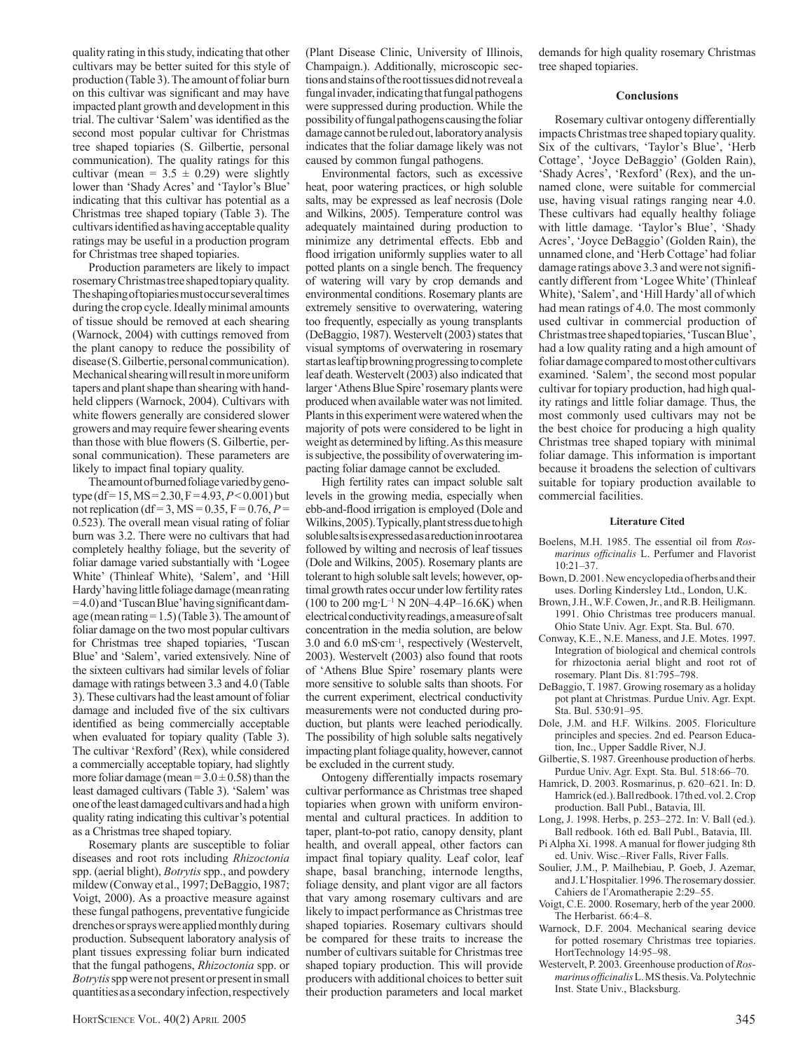quality rating in this study, indicating that other cultivars may be better suited for this style of production (Table 3). The amount of foliar burn on this cultivar was significant and may have impacted plant growth and development in this trial. The cultivar 'Salem' was identified as the second most popular cultivar for Christmas tree shaped topiaries (S. Gilbertie, personal communication). The quality ratings for this cultivar (mean = $3.5 \pm 0.29$) were slightly lower than 'Shady Acres' and 'Taylor's Blue' indicating that this cultivar has potential as a Christmas tree shaped topiary (Table 3). The cultivars identified as having acceptable quality ratings may be useful in a production program for Christmas tree shaped topiaries.

Production parameters are likely to impact rosemary Christmas tree shaped topiary quality. The shaping of topiaries must occur several times during the crop cycle. Ideally minimal amounts of tissue should be removed at each shearing (Warnock, 2004) with cuttings removed from the plant canopy to reduce the possibility of disease (S. Gilbertie, personal communication). Mechanical shearing will result in more uniform tapers and plant shape than shearing with hand-held clippers (Warnock, 2004). Cultivars with white flowers generally are considered slower growers and may require fewer shearing events than those with blue flowers (S. Gilbertie, personal communication). These parameters are likely to impact final topiary quality.

The amount of burned foliage varied by genotype (df = 15, MS = 2.30, F = 4.93, $P < 0.001$) but not replication (df = 3, MS = 0.35, F = 0.76, $P$ = 0.523). The overall mean visual rating of foliar burn was 3.2. There were no cultivars that had completely healthy foliage, but the severity of foliar damage varied substantially with 'Logee White' (Thinleaf White), 'Salem', and 'Hill Hardy' having little foliage damage (mean rating = 4.0) and 'Tuscan Blue' having significant damage (mean rating = 1.5) (Table 3). The amount of foliar damage on the two most popular cultivars for Christmas tree shaped topiaries, 'Tuscan Blue' and 'Salem', varied extensively. Nine of the sixteen cultivars had similar levels of foliar damage with ratings between 3.3 and 4.0 (Table 3). These cultivars had the least amount of foliar damage and included five of the six cultivars identified as being commercially acceptable when evaluated for topiary quality (Table 3). The cultivar 'Rexford' (Rex), while considered a commercially acceptable topiary, had slightly more foliar damage (mean = $3.0 \pm 0.58$) than the least damaged cultivars (Table 3). 'Salem' was one of the least damaged cultivars and had a high quality rating indicating this cultivar's potential as a Christmas tree shaped topiary.

Rosemary plants are susceptible to foliar diseases and root rots including *Rhizoctonia* spp. (aerial blight), *Botrytis* spp., and powdery mildew (Conway et al., 1997; DeBaggio, 1987; Voigt, 2000). As a proactive measure against these fungal pathogens, preventative fungicide drenches or sprays were applied monthly during production. Subsequent laboratory analysis of plant tissues expressing foliar burn indicated that the fungal pathogens, *Rhizoctonia* spp. or *Botrytis* spp were not present or present in small quantities as a secondary infection, respectively (Plant Disease Clinic, University of Illinois, Champaign.). Additionally, microscopic sections and stains of the root tissues did not reveal a fungal invader, indicating that fungal pathogens were suppressed during production. While the possibility of fungal pathogens causing the foliar damage cannot be ruled out, laboratory analysis indicates that the foliar damage likely was not caused by common fungal pathogens.

Environmental factors, such as excessive heat, poor watering practices, or high soluble salts, may be expressed as leaf necrosis (Dole and Wilkins, 2005). Temperature control was adequately maintained during production to minimize any detrimental effects. Ebb and flood irrigation uniformly supplies water to all potted plants on a single bench. The frequency of watering will vary by crop demands and environmental conditions. Rosemary plants are extremely sensitive to overwatering, watering too frequently, especially as young transplants (DeBaggio, 1987). Westervelt (2003) states that visual symptoms of overwatering in rosemary start as leaf tip browning progressing to complete leaf death. Westervelt (2003) also indicated that larger 'Athens Blue Spire' rosemary plants were produced when available water was not limited. Plants in this experiment were watered when the majority of pots were considered to be light in weight as determined by lifting. As this measure is subjective, the possibility of overwatering impacting foliar damage cannot be excluded.

High fertility rates can impact soluble salt levels in the growing media, especially when ebb-and-flood irrigation is employed (Dole and Wilkins, 2005). Typically, plant stress due to high soluble salts is expressed as a reduction in root area followed by wilting and necrosis of leaf tissues (Dole and Wilkins, 2005). Rosemary plants are tolerant to high soluble salt levels; however, optimal growth rates occur under low fertility rates (100 to 200 mg·L$^{-1}$ N 20N–4.4P–16.6K) when electrical conductivity readings, a measure of salt concentration in the media solution, are below 3.0 and 6.0 mS·cm$^{-1}$, respectively (Westervelt, 2003). Westervelt (2003) also found that roots of 'Athens Blue Spire' rosemary plants were more sensitive to soluble salts than shoots. For the current experiment, electrical conductivity measurements were not conducted during production, but plants were leached periodically. The possibility of high soluble salts negatively impacting plant foliage quality, however, cannot be excluded in the current study.

Ontogeny differentially impacts rosemary cultivar performance as Christmas tree shaped topiaries when grown with uniform environmental and cultural practices. In addition to taper, plant-to-pot ratio, canopy density, plant health, and overall appeal, other factors can impact final topiary quality. Leaf color, leaf shape, basal branching, internode lengths, foliage density, and plant vigor are all factors that vary among rosemary cultivars and are likely to impact performance as Christmas tree shaped topiaries. Rosemary cultivars should be compared for these traits to increase the number of cultivars suitable for Christmas tree shaped topiary production. This will provide producers with additional choices to better suit their production parameters and local market demands for high quality rosemary Christmas tree shaped topiaries.

## Conclusions

Rosemary cultivar ontogeny differentially impacts Christmas tree shaped topiary quality. Six of the cultivars, 'Taylor's Blue', 'Herb Cottage', 'Joyce DeBaggio' (Golden Rain), 'Shady Acres', 'Rexford' (Rex), and the unnamed clone, were suitable for commercial use, having visual ratings ranging near 4.0. These cultivars had equally healthy foliage with little damage. 'Taylor's Blue', 'Shady Acres', 'Joyce DeBaggio' (Golden Rain), the unnamed clone, and 'Herb Cottage' had foliar damage ratings above 3.3 and were not significantly different from 'Logee White' (Thinleaf White), 'Salem', and 'Hill Hardy' all of which had mean ratings of 4.0. The most commonly used cultivar in commercial production of Christmas tree shaped topiaries, 'Tuscan Blue', had a low quality rating and a high amount of foliar damage compared to most other cultivars examined. 'Salem', the second most popular cultivar for topiary production, had high quality ratings and little foliar damage. Thus, the most commonly used cultivars may not be the best choice for producing a high quality Christmas tree shaped topiary with minimal foliar damage. This information is important because it broadens the selection of cultivars suitable for topiary production available to commercial facilities.

### Literature Cited

- Boelens, M.H. 1985. The essential oil from *Rosmarinus officinalis* L. Perfumer and Flavorist 10:21–37.
- Bown, D. 2001. New encyclopedia of herbs and their uses. Dorling Kindersley Ltd., London, U.K.
- Brown, J.H., W.F. Cowen, Jr., and R.B. Heiligmann. 1991. Ohio Christmas tree producers manual. Ohio State Univ. Agr. Expt. Sta. Bul. 670.
- Conway, K.E., N.E. Maness, and J.E. Motes. 1997. Integration of biological and chemical controls for rhizoctonia aerial blight and root rot of rosemary. Plant Dis. 81:795–798.
- DeBaggio, T. 1987. Growing rosemary as a holiday pot plant at Christmas. Purdue Univ. Agr. Expt. Sta. Bul. 530:91–95.
- Dole, J.M. and H.F. Wilkins. 2005. Floriculture principles and species. 2nd ed. Pearson Education, Inc., Upper Saddle River, N.J.
- Gilbertie, S. 1987. Greenhouse production of herbs. Purdue Univ. Agr. Expt. Sta. Bul. 518:66–70.
- Hamrick, D. 2003. Rosmarinus, p. 620–621. In: D. Hamrick (ed.). Ball redbook. 17th ed. vol. 2. Crop production. Ball Publ., Batavia, Ill.
- Long, J. 1998. Herbs, p. 253–272. In: V. Ball (ed.). Ball redbook. 16th ed. Ball Publ., Batavia, Ill.
- Pi Alpha Xi. 1998. A manual for flower judging 8th ed. Univ. Wisc.–River Falls, River Falls.
- Soulier, J.M., P. Mailhebiau, P. Goeb, J. Azemar, and J. L'Hospitalier. 1996. The rosemary dossier. Cahiers de l'Aromatherapie 2:29–55.
- Voigt, C.E. 2000. Rosemary, herb of the year 2000. The Herbarist. 66:4–8.
- Warnock, D.F. 2004. Mechanical searing device for potted rosemary Christmas tree topiaries. HortTechnology 14:95–98.
- Westervelt, P. 2003. Greenhouse production of *Rosmarinus officinalis* L. MS thesis. Va. Polytechnic Inst. State Univ., Blacksburg.